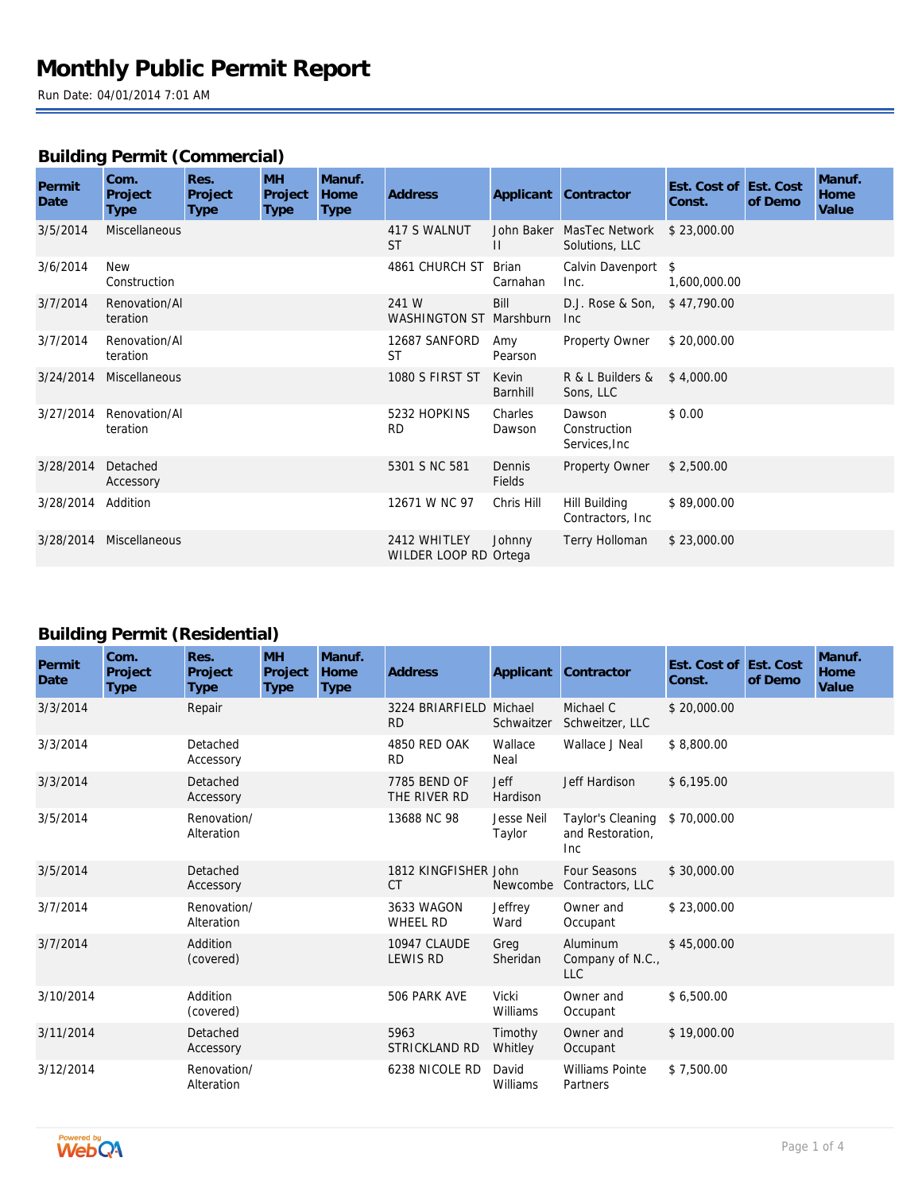# Monthly Public Permit Report

Run Date: 04/01/2014 7:01 AM

## Building Permit (Commercial)

| Permit Date | Com. Project Type | Res. Project Type | MH Project Type | Manuf. Home Type | Address | Applicant | Contractor | Est. Cost of Const. | Est. Cost of Demo | Manuf. Home Value |
|---|---|---|---|---|---|---|---|---|---|---|
| 3/5/2014 | Miscellaneous | | | | 417 S WALNUT ST | John Baker II | MasTec Network Solutions, LLC | $ 23,000.00 | | |
| 3/6/2014 | New Construction | | | | 4861 CHURCH ST | Brian Carnahan | Calvin Davenport Inc. | $ 1,600,000.00 | | |
| 3/7/2014 | Renovation/Alteration | | | | 241 W WASHINGTON ST | Bill Marshburn | D.J. Rose & Son, Inc | $ 47,790.00 | | |
| 3/7/2014 | Renovation/Alteration | | | | 12687 SANFORD ST | Amy Pearson | Property Owner | $ 20,000.00 | | |
| 3/24/2014 | Miscellaneous | | | | 1080 S FIRST ST | Kevin Barnhill | R & L Builders & Sons, LLC | $ 4,000.00 | | |
| 3/27/2014 | Renovation/Alteration | | | | 5232 HOPKINS RD | Charles Dawson | Dawson Construction Services,Inc | $ 0.00 | | |
| 3/28/2014 | Detached Accessory | | | | 5301 S NC 581 | Dennis Fields | Property Owner | $ 2,500.00 | | |
| 3/28/2014 | Addition | | | | 12671 W NC 97 | Chris Hill | Hill Building Contractors, Inc | $ 89,000.00 | | |
| 3/28/2014 | Miscellaneous | | | | 2412 WHITLEY WILDER LOOP RD | Johnny Ortega | Terry Holloman | $ 23,000.00 | | |

## Building Permit (Residential)

| Permit Date | Com. Project Type | Res. Project Type | MH Project Type | Manuf. Home Type | Address | Applicant | Contractor | Est. Cost of Const. | Est. Cost of Demo | Manuf. Home Value |
|---|---|---|---|---|---|---|---|---|---|---|
| 3/3/2014 | | Repair | | | 3224 BRIARFIELD RD | Michael Schwaitzer | Michael C Schweitzer, LLC | $ 20,000.00 | | |
| 3/3/2014 | | Detached Accessory | | | 4850 RED OAK RD | Wallace Neal | Wallace J Neal | $ 8,800.00 | | |
| 3/3/2014 | | Detached Accessory | | | 7785 BEND OF THE RIVER RD | Jeff Hardison | Jeff Hardison | $ 6,195.00 | | |
| 3/5/2014 | | Renovation/Alteration | | | 13688 NC 98 | Jesse Neil Taylor | Taylor's Cleaning and Restoration, Inc | $ 70,000.00 | | |
| 3/5/2014 | | Detached Accessory | | | 1812 KINGFISHER CT | John Newcombe | Four Seasons Contractors, LLC | $ 30,000.00 | | |
| 3/7/2014 | | Renovation/Alteration | | | 3633 WAGON WHEEL RD | Jeffrey Ward | Owner and Occupant | $ 23,000.00 | | |
| 3/7/2014 | | Addition (covered) | | | 10947 CLAUDE LEWIS RD | Greg Sheridan | Aluminum Company of N.C., LLC | $ 45,000.00 | | |
| 3/10/2014 | | Addition (covered) | | | 506 PARK AVE | Vicki Williams | Owner and Occupant | $ 6,500.00 | | |
| 3/11/2014 | | Detached Accessory | | | 5963 STRICKLAND RD | Timothy Whitley | Owner and Occupant | $ 19,000.00 | | |
| 3/12/2014 | | Renovation/Alteration | | | 6238 NICOLE RD | David Williams | Williams Pointe Partners | $ 7,500.00 | | |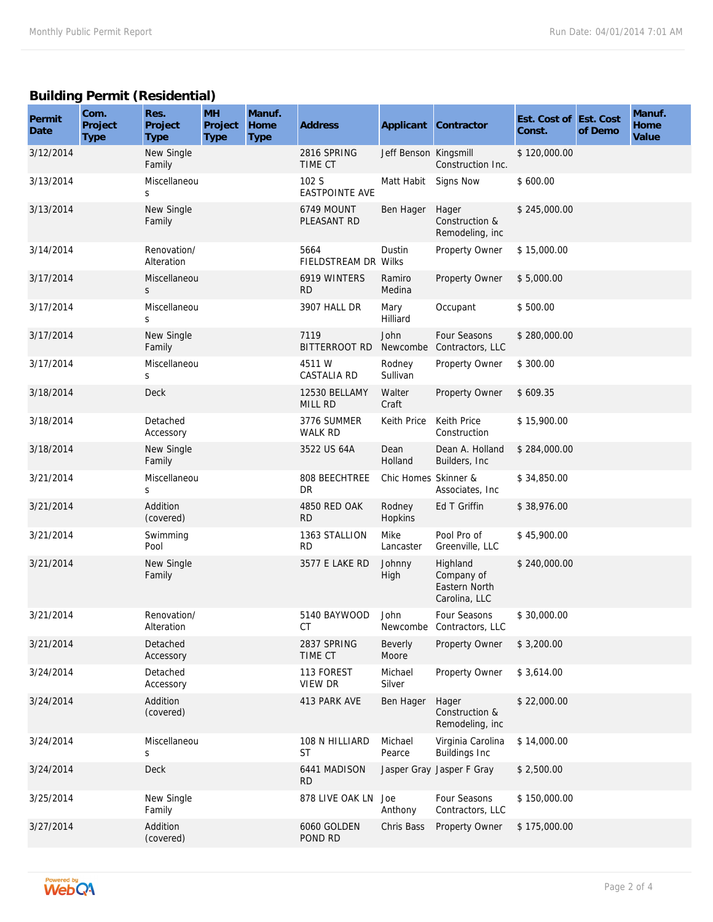## Building Permit (Residential)

| Permit Date | Com. Project Type | Res. Project Type | MH Project Type | Manuf. Home Type | Address | Applicant | Contractor | Est. Cost of Const. | Est. Cost of Demo | Manuf. Home Value |
|---|---|---|---|---|---|---|---|---|---|---|
| 3/12/2014 | | New Single Family | | | 2816 SPRING TIME CT | Jeff Benson | Kingsmill Construction Inc. | $ 120,000.00 | | |
| 3/13/2014 | | Miscellaneous | | | 102 S EASTPOINTE AVE | Matt Habit | Signs Now | $ 600.00 | | |
| 3/13/2014 | | New Single Family | | | 6749 MOUNT PLEASANT RD | Ben Hager | Hager Construction & Remodeling, inc | $ 245,000.00 | | |
| 3/14/2014 | | Renovation/ Alteration | | | 5664 FIELDSTREAM DR | Dustin Wilks | Property Owner | $ 15,000.00 | | |
| 3/17/2014 | | Miscellaneous | | | 6919 WINTERS RD | Ramiro Medina | Property Owner | $ 5,000.00 | | |
| 3/17/2014 | | Miscellaneous | | | 3907 HALL DR | Mary Hilliard | Occupant | $ 500.00 | | |
| 3/17/2014 | | New Single Family | | | 7119 BITTERROOT RD | John Newcombe | Four Seasons Contractors, LLC | $ 280,000.00 | | |
| 3/17/2014 | | Miscellaneous | | | 4511 W CASTALIA RD | Rodney Sullivan | Property Owner | $ 300.00 | | |
| 3/18/2014 | | Deck | | | 12530 BELLAMY MILL RD | Walter Craft | Property Owner | $ 609.35 | | |
| 3/18/2014 | | Detached Accessory | | | 3776 SUMMER WALK RD | Keith Price | Keith Price Construction | $ 15,900.00 | | |
| 3/18/2014 | | New Single Family | | | 3522 US 64A | Dean Holland | Dean A. Holland Builders, Inc | $ 284,000.00 | | |
| 3/21/2014 | | Miscellaneous | | | 808 BEECHTREE DR | Chic Homes | Skinner & Associates, Inc | $ 34,850.00 | | |
| 3/21/2014 | | Addition (covered) | | | 4850 RED OAK RD | Rodney Hopkins | Ed T Griffin | $ 38,976.00 | | |
| 3/21/2014 | | Swimming Pool | | | 1363 STALLION RD | Mike Lancaster | Pool Pro of Greenville, LLC | $ 45,900.00 | | |
| 3/21/2014 | | New Single Family | | | 3577 E LAKE RD | Johnny High | Highland Company of Eastern North Carolina, LLC | $ 240,000.00 | | |
| 3/21/2014 | | Renovation/ Alteration | | | 5140 BAYWOOD CT | John Newcombe | Four Seasons Contractors, LLC | $ 30,000.00 | | |
| 3/21/2014 | | Detached Accessory | | | 2837 SPRING TIME CT | Beverly Moore | Property Owner | $ 3,200.00 | | |
| 3/24/2014 | | Detached Accessory | | | 113 FOREST VIEW DR | Michael Silver | Property Owner | $ 3,614.00 | | |
| 3/24/2014 | | Addition (covered) | | | 413 PARK AVE | Ben Hager | Hager Construction & Remodeling, inc | $ 22,000.00 | | |
| 3/24/2014 | | Miscellaneous | | | 108 N HILLIARD ST | Michael Pearce | Virginia Carolina Buildings Inc | $ 14,000.00 | | |
| 3/24/2014 | | Deck | | | 6441 MADISON RD | Jasper Gray | Jasper F Gray | $ 2,500.00 | | |
| 3/25/2014 | | New Single Family | | | 878 LIVE OAK LN | Joe Anthony | Four Seasons Contractors, LLC | $ 150,000.00 | | |
| 3/27/2014 | | Addition (covered) | | | 6060 GOLDEN POND RD | Chris Bass | Property Owner | $ 175,000.00 | | |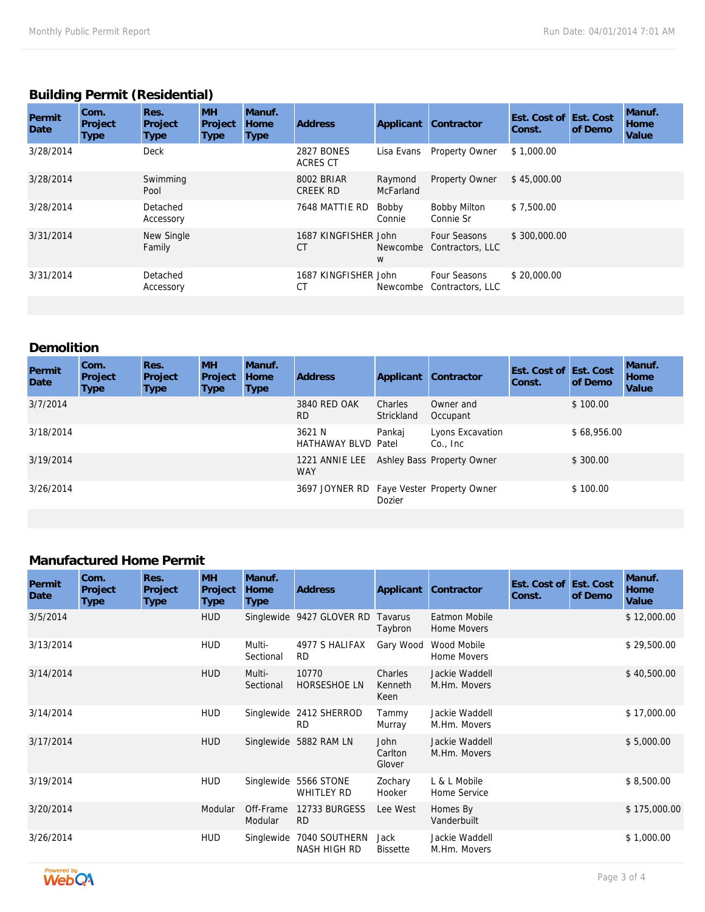## Building Permit (Residential)

| Permit Date | Com. Project Type | Res. Project Type | MH Project Type | Manuf. Home Type | Address | Applicant | Contractor | Est. Cost of Const. | Est. Cost of Demo | Manuf. Home Value |
|---|---|---|---|---|---|---|---|---|---|---|
| 3/28/2014 | | Deck | | | 2827 BONES ACRES CT | Lisa Evans | Property Owner | $ 1,000.00 | | |
| 3/28/2014 | | Swimming Pool | | | 8002 BRIAR CREEK RD | Raymond McFarland | Property Owner | $ 45,000.00 | | |
| 3/28/2014 | | Detached Accessory | | | 7648 MATTIE RD | Bobby Connie | Bobby Milton Connie Sr | $ 7,500.00 | | |
| 3/31/2014 | | New Single Family | | | 1687 KINGFISHER CT | John Newcombe w | Four Seasons Contractors, LLC | $ 300,000.00 | | |
| 3/31/2014 | | Detached Accessory | | | 1687 KINGFISHER CT | John Newcombe | Four Seasons Contractors, LLC | $ 20,000.00 | | |

## Demolition

| Permit Date | Com. Project Type | Res. Project Type | MH Project Type | Manuf. Home Type | Address | Applicant | Contractor | Est. Cost of Const. | Est. Cost of Demo | Manuf. Home Value |
|---|---|---|---|---|---|---|---|---|---|---|
| 3/7/2014 | | | | | 3840 RED OAK RD | Charles Strickland | Owner and Occupant | | $ 100.00 | |
| 3/18/2014 | | | | | 3621 N HATHAWAY BLVD | Pankaj Patel | Lyons Excavation Co., Inc | | $ 68,956.00 | |
| 3/19/2014 | | | | | 1221 ANNIE LEE WAY | Ashley Bass | Property Owner | | $ 300.00 | |
| 3/26/2014 | | | | | 3697 JOYNER RD | Faye Vester Dozier | Property Owner | | $ 100.00 | |

## Manufactured Home Permit

| Permit Date | Com. Project Type | Res. Project Type | MH Project Type | Manuf. Home Type | Address | Applicant | Contractor | Est. Cost of Const. | Est. Cost of Demo | Manuf. Home Value |
|---|---|---|---|---|---|---|---|---|---|---|
| 3/5/2014 | | | HUD | Singlewide | 9427 GLOVER RD | Tavarus Taybron | Eatmon Mobile Home Movers | | | $ 12,000.00 |
| 3/13/2014 | | | HUD | Multi-Sectional | 4977 S HALIFAX RD | Gary Wood | Wood Mobile Home Movers | | | $ 29,500.00 |
| 3/14/2014 | | | HUD | Multi-Sectional | 10770 HORSESHOE LN | Charles Kenneth Keen | Jackie Waddell M.Hm. Movers | | | $ 40,500.00 |
| 3/14/2014 | | | HUD | Singlewide | 2412 SHERROD RD | Tammy Murray | Jackie Waddell M.Hm. Movers | | | $ 17,000.00 |
| 3/17/2014 | | | HUD | Singlewide | 5882 RAM LN | John Carlton Glover | Jackie Waddell M.Hm. Movers | | | $ 5,000.00 |
| 3/19/2014 | | | HUD | Singlewide | 5566 STONE WHITLEY RD | Zochary Hooker | L & L Mobile Home Service | | | $ 8,500.00 |
| 3/20/2014 | | | Modular | Off-Frame Modular | 12733 BURGESS RD | Lee West | Homes By Vanderbuilt | | | $ 175,000.00 |
| 3/26/2014 | | | HUD | Singlewide | 7040 SOUTHERN NASH HIGH RD | Jack Bissette | Jackie Waddell M.Hm. Movers | | | $ 1,000.00 |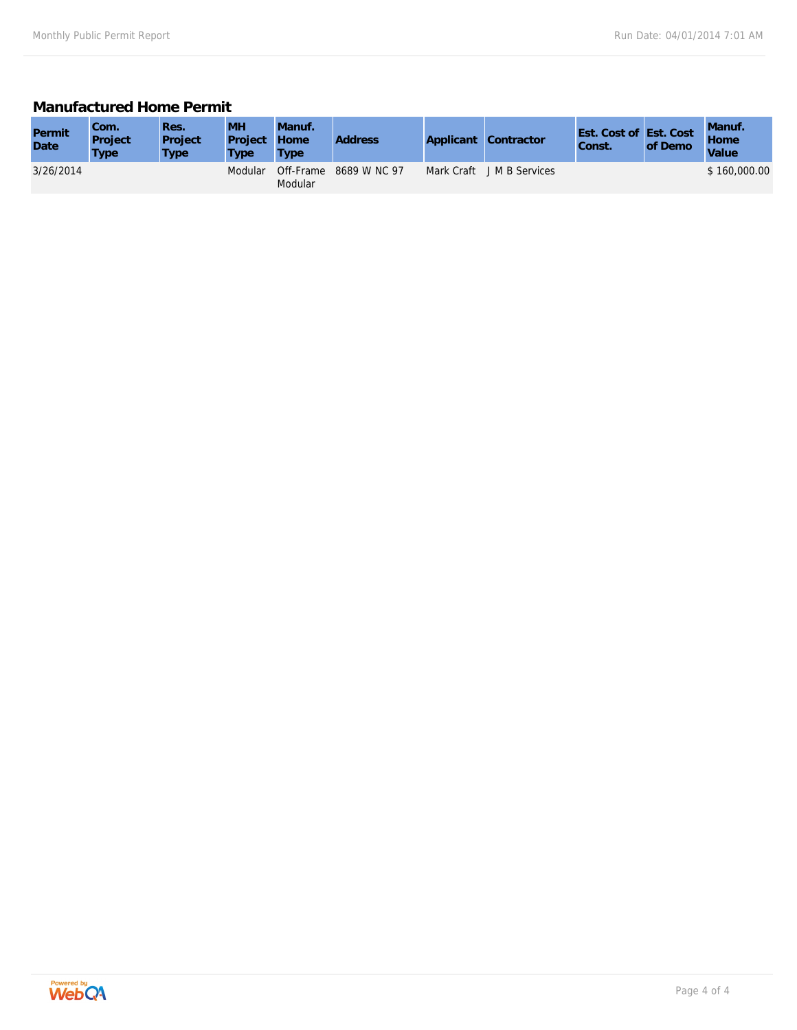## Manufactured Home Permit

| Permit Date | Com. Project Type | Res. Project Type | MH Project Type | Manuf. Home Type | Address | Applicant | Contractor | Est. Cost of Const. | Est. Cost of Demo | Manuf. Home Value |
|---|---|---|---|---|---|---|---|---|---|---|
| 3/26/2014 | | | Modular | Off-Frame Modular | 8689 W NC 97 | Mark Craft | J M B Services | | | $ 160,000.00 |